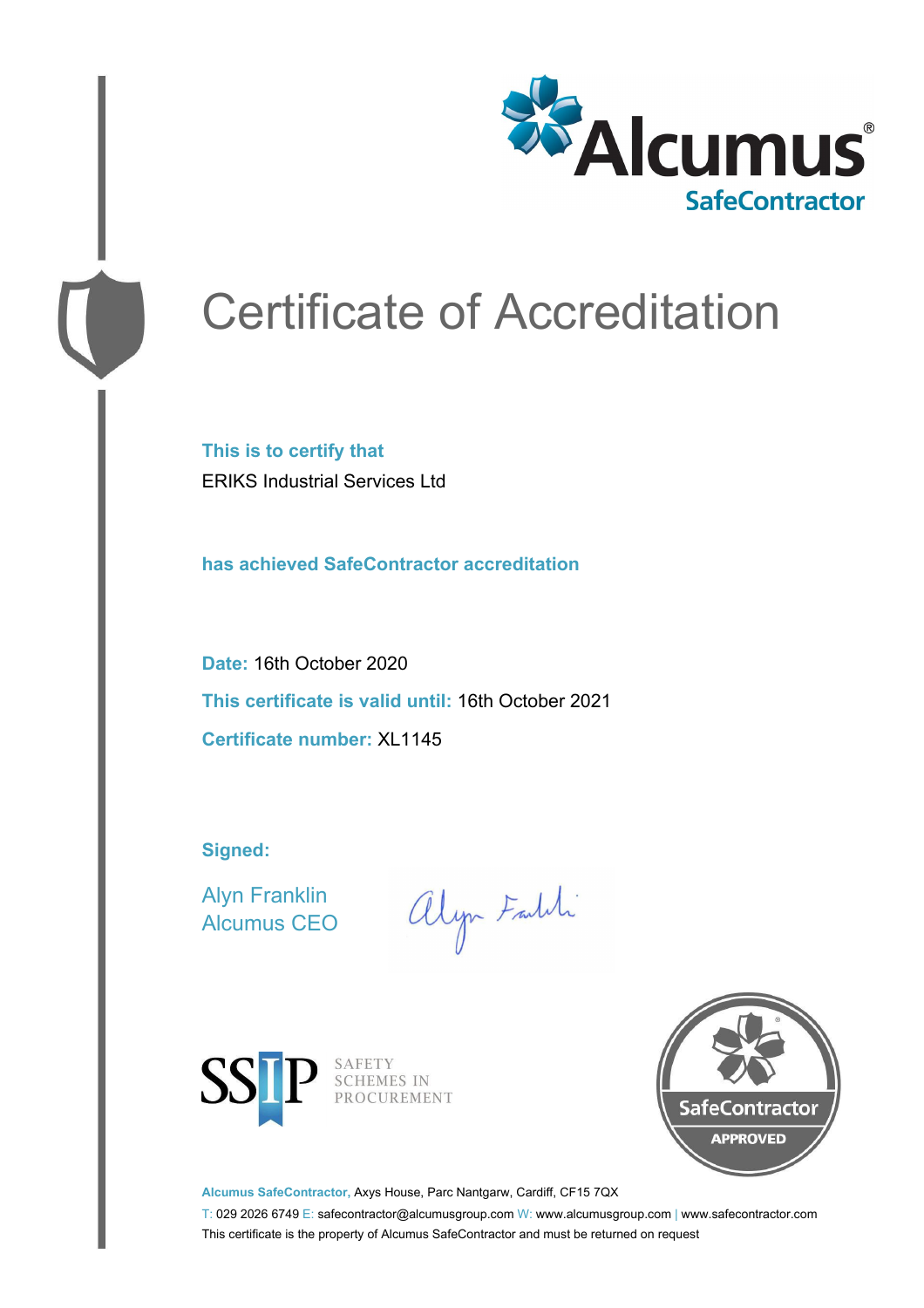Alcumus®
SafeContractor

# Certificate of Accreditation

**This is to certify that**

ERIKS Industrial Services Ltd

**has achieved SafeContractor accreditation**

**Date:** 16th October 2020

**This certificate is valid until:** 16th October 2021

**Certificate number:** XL1145

**Signed:**

Alyn Franklin
Alcumus CEO

SSIP SAFETY SCHEMES IN PROCUREMENT

SafeContractor APPROVED

**Alcumus SafeContractor,** Axys House, Parc Nantgarw, Cardiff, CF15 7QX

T: 029 2026 6749 E: safecontractor@alcumusgroup.com W: www.alcumusgroup.com | www.safecontractor.com

This certificate is the property of Alcumus SafeContractor and must be returned on request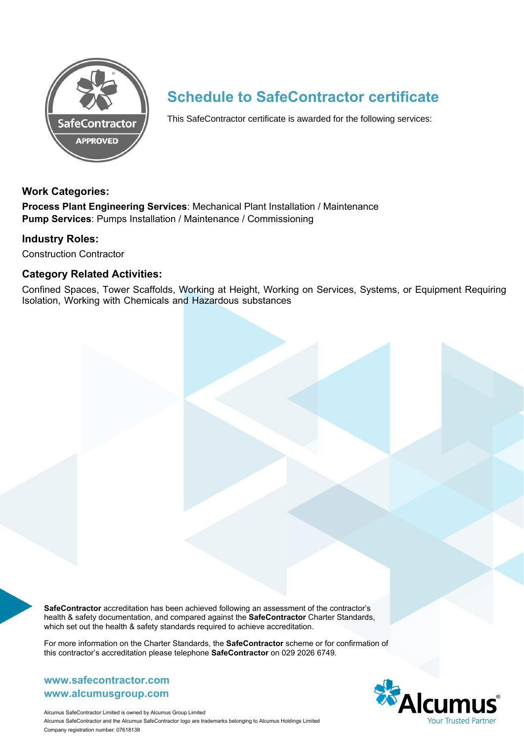# Schedule to SafeContractor certificate

This SafeContractor certificate is awarded for the following services:

## Work Categories:

**Process Plant Engineering Services**: Mechanical Plant Installation / Maintenance
**Pump Services**: Pumps Installation / Maintenance / Commissioning

## Industry Roles:

Construction Contractor

## Category Related Activities:

Confined Spaces, Tower Scaffolds, Working at Height, Working on Services, Systems, or Equipment Requiring Isolation, Working with Chemicals and Hazardous substances

**SafeContractor** accreditation has been achieved following an assessment of the contractor's health & safety documentation, and compared against the **SafeContractor** Charter Standards, which set out the health & safety standards required to achieve accreditation.

For more information on the Charter Standards, the **SafeContractor** scheme or for confirmation of this contractor's accreditation please telephone **SafeContractor** on 029 2026 6749.

**www.safecontractor.com**
**www.alcumusgroup.com**

Alcumus SafeContractor Limited is owned by Alcumus Group Limited
Alcumus SafeContractor and the Alcumus SafeContractor logo are trademarks belonging to Alcumus Holdings Limited
Company registration number: 07618138

Alcumus® Your Trusted Partner